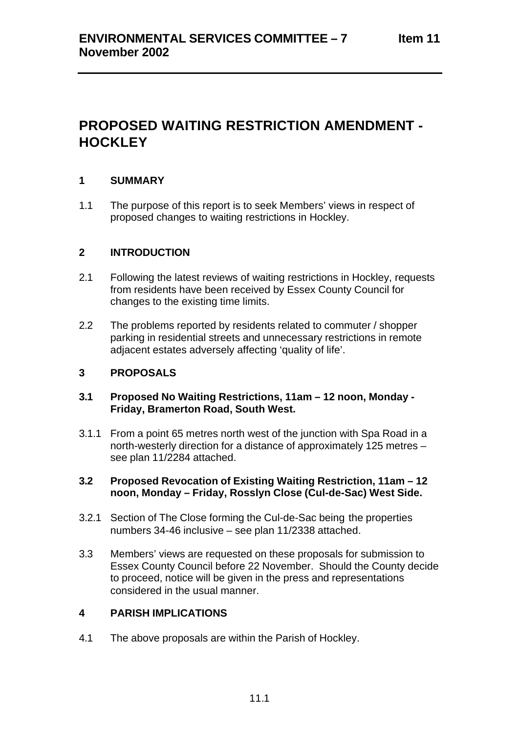**ENVIRONMENTAL SERVICES COMMITTEE – 7 November 2002** **Item 11**

# PROPOSED WAITING RESTRICTION AMENDMENT - HOCKLEY

## 1 SUMMARY

1.1 The purpose of this report is to seek Members' views in respect of proposed changes to waiting restrictions in Hockley.

## 2 INTRODUCTION

2.1 Following the latest reviews of waiting restrictions in Hockley, requests from residents have been received by Essex County Council for changes to the existing time limits.

2.2 The problems reported by residents related to commuter / shopper parking in residential streets and unnecessary restrictions in remote adjacent estates adversely affecting 'quality of life'.

## 3 PROPOSALS

### 3.1 Proposed No Waiting Restrictions, 11am – 12 noon, Monday - Friday, Bramerton Road, South West.

3.1.1 From a point 65 metres north west of the junction with Spa Road in a north-westerly direction for a distance of approximately 125 metres – see plan 11/2284 attached.

### 3.2 Proposed Revocation of Existing Waiting Restriction, 11am – 12 noon, Monday – Friday, Rosslyn Close (Cul-de-Sac) West Side.

3.2.1 Section of The Close forming the Cul-de-Sac being the properties numbers 34-46 inclusive – see plan 11/2338 attached.

3.3 Members' views are requested on these proposals for submission to Essex County Council before 22 November. Should the County decide to proceed, notice will be given in the press and representations considered in the usual manner.

## 4 PARISH IMPLICATIONS

4.1 The above proposals are within the Parish of Hockley.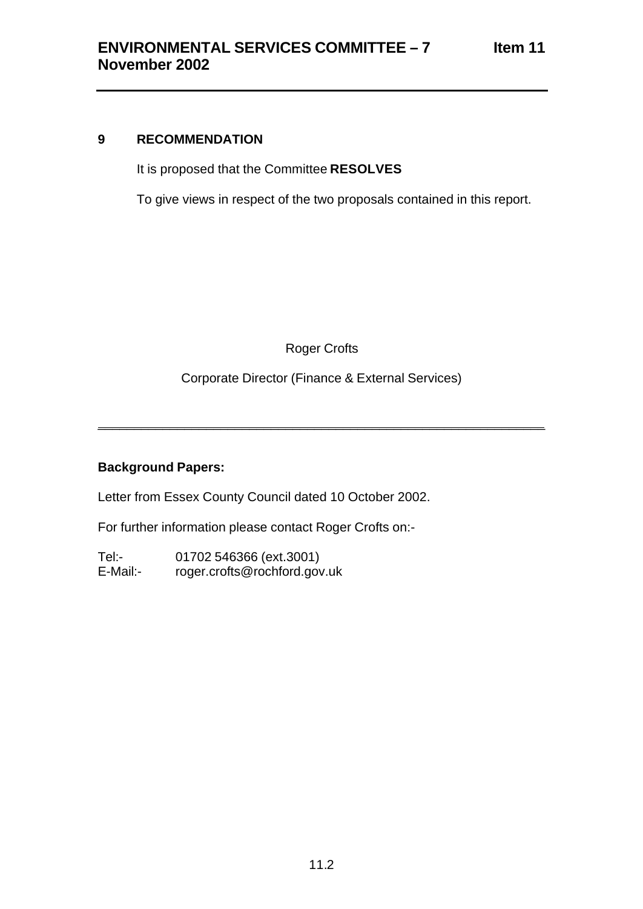## 9 RECOMMENDATION

It is proposed that the Committee **RESOLVES**

To give views in respect of the two proposals contained in this report.

Roger Crofts

Corporate Director (Finance & External Services)

---

**Background Papers:**

Letter from Essex County Council dated 10 October 2002.

For further information please contact Roger Crofts on:-

Tel:- 01702 546366 (ext.3001)
E-Mail:- roger.crofts@rochford.gov.uk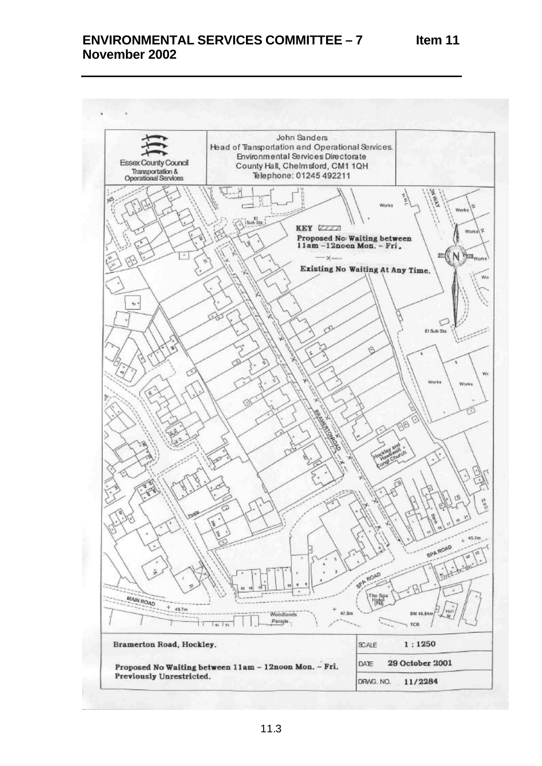**ENVIRONMENTAL SERVICES COMMITTEE – 7 November 2002** **Item 11**

Essex County Council
Transportation & Operational Services

John Sanders
Head of Transportation and Operational Services.
Environmental Services Directorate
County Hall, Chelmsford, CM1 1QH
Telephone: 01245 492211

KEY
Proposed No Waiting between 11am – 12noon Mon. – Fri.
—x— Existing No Waiting At Any Time.

BRAMERTON ROAD

SPA ROAD

MAIN ROAD

Woodlands Parade

The Spa Hotel (PH)

Hockley and Hawkwell Congl Church

Works

El Sub Sta

| Bramerton Road, Hockley. | SCALE | 1 : 1250 |
|---|---|---|
| Proposed No Waiting between 11am – 12noon Mon. – Fri. Previously Unrestricted. | DATE | 29 October 2001 |
| | DRWG. NO. | 11/2284 |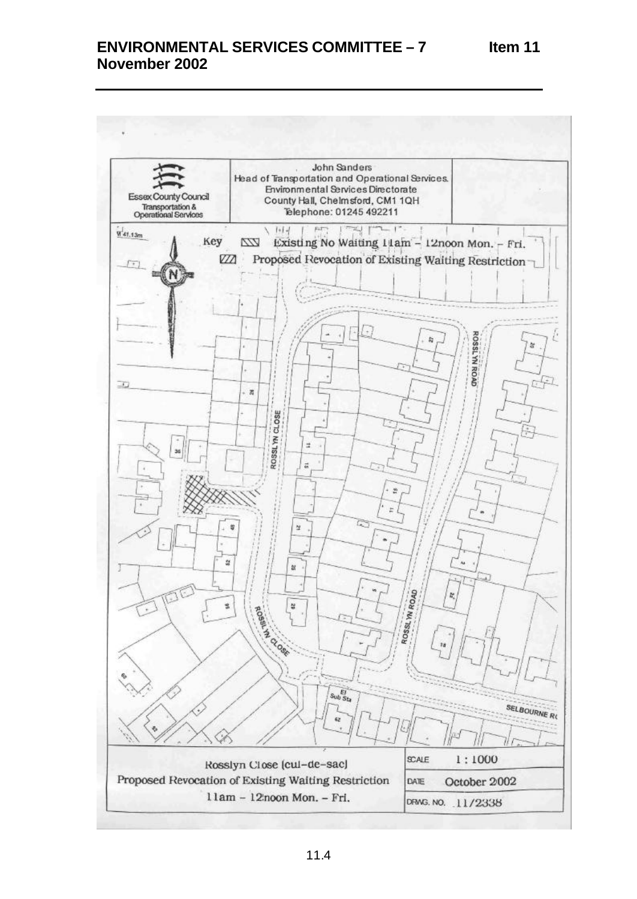ENVIRONMENTAL SERVICES COMMITTEE – 7 November 2002 | Item 11

Essex County Council
Transportation & Operational Services

John Sanders
Head of Transportation and Operational Services.
Environmental Services Directorate
County Hall, Chelmsford, CM1 1QH
Telephone: 01245 492211

Key
Existing No Waiting 11am – 12noon Mon. – Fri.
Proposed Revocation of Existing Waiting Restriction

ROSSLYN CLOSE
ROSSLYN ROAD
SELBOURNE R(
El Sub Sta

Rosslyn Close (cul-de-sac)
Proposed Revocation of Existing Waiting Restriction
11am – 12noon Mon. – Fri.

SCALE 1 : 1000
DATE October 2002
DRWG. NO. 11/2338